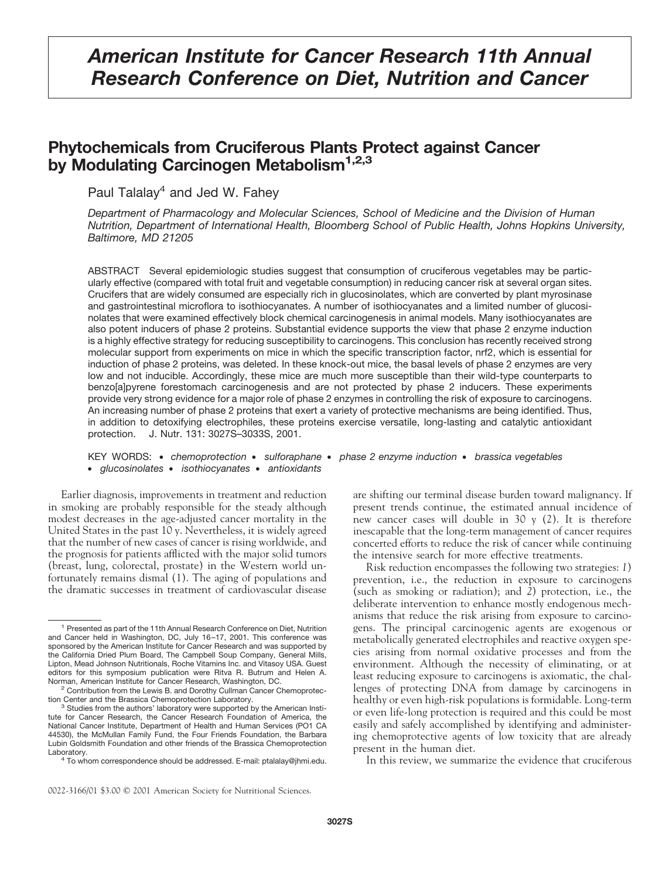# American Institute for Cancer Research 11th Annual Research Conference on Diet, Nutrition and Cancer

## Phytochemicals from Cruciferous Plants Protect against Cancer by Modulating Carcinogen Metabolism[1,2,3]

Paul Talalay[4] and Jed W. Fahey

*Department of Pharmacology and Molecular Sciences, School of Medicine and the Division of Human Nutrition, Department of International Health, Bloomberg School of Public Health, Johns Hopkins University, Baltimore, MD 21205*

ABSTRACT Several epidemiologic studies suggest that consumption of cruciferous vegetables may be particularly effective (compared with total fruit and vegetable consumption) in reducing cancer risk at several organ sites. Crucifers that are widely consumed are especially rich in glucosinolates, which are converted by plant myrosinase and gastrointestinal microflora to isothiocyanates. A number of isothiocyanates and a limited number of glucosinolates that were examined effectively block chemical carcinogenesis in animal models. Many isothiocyanates are also potent inducers of phase 2 proteins. Substantial evidence supports the view that phase 2 enzyme induction is a highly effective strategy for reducing susceptibility to carcinogens. This conclusion has recently received strong molecular support from experiments on mice in which the specific transcription factor, nrf2, which is essential for induction of phase 2 proteins, was deleted. In these knock-out mice, the basal levels of phase 2 enzymes are very low and not inducible. Accordingly, these mice are much more susceptible than their wild-type counterparts to benzo[a]pyrene forestomach carcinogenesis and are not protected by phase 2 inducers. These experiments provide very strong evidence for a major role of phase 2 enzymes in controlling the risk of exposure to carcinogens. An increasing number of phase 2 proteins that exert a variety of protective mechanisms are being identified. Thus, in addition to detoxifying electrophiles, these proteins exercise versatile, long-lasting and catalytic antioxidant protection. J. Nutr. 131: 3027S–3033S, 2001.

KEY WORDS: • *chemoprotection* • *sulforaphane* • *phase 2 enzyme induction* • *brassica vegetables* • *glucosinolates* • *isothiocyanates* • *antioxidants*

Earlier diagnosis, improvements in treatment and reduction in smoking are probably responsible for the steady although modest decreases in the age-adjusted cancer mortality in the United States in the past 10 y. Nevertheless, it is widely agreed that the number of new cases of cancer is rising worldwide, and the prognosis for patients afflicted with the major solid tumors (breast, lung, colorectal, prostate) in the Western world unfortunately remains dismal (1). The aging of populations and the dramatic successes in treatment of cardiovascular disease are shifting our terminal disease burden toward malignancy. If present trends continue, the estimated annual incidence of new cancer cases will double in 30 y (2). It is therefore inescapable that the long-term management of cancer requires concerted efforts to reduce the risk of cancer while continuing the intensive search for more effective treatments.

Risk reduction encompasses the following two strategies: *1*) prevention, i.e., the reduction in exposure to carcinogens (such as smoking or radiation); and *2*) protection, i.e., the deliberate intervention to enhance mostly endogenous mechanisms that reduce the risk arising from exposure to carcinogens. The principal carcinogenic agents are exogenous or metabolically generated electrophiles and reactive oxygen species arising from normal oxidative processes and from the environment. Although the necessity of eliminating, or at least reducing exposure to carcinogens is axiomatic, the challenges of protecting DNA from damage by carcinogens in healthy or even high-risk populations is formidable. Long-term or even life-long protection is required and this could be most easily and safely accomplished by identifying and administering chemoprotective agents of low toxicity that are already present in the human diet.

In this review, we summarize the evidence that cruciferous

---

[1] Presented as part of the 11th Annual Research Conference on Diet, Nutrition and Cancer held in Washington, DC, July 16–17, 2001. This conference was sponsored by the American Institute for Cancer Research and was supported by the California Dried Plum Board, The Campbell Soup Company, General Mills, Lipton, Mead Johnson Nutritionals, Roche Vitamins Inc. and Vitasoy USA. Guest editors for this symposium publication were Ritva R. Butrum and Helen A. Norman, American Institute for Cancer Research, Washington, DC.

[2] Contribution from the Lewis B. and Dorothy Cullman Cancer Chemoprotection Center and the Brassica Chemoprotection Laboratory.

[3] Studies from the authors' laboratory were supported by the American Institute for Cancer Research, the Cancer Research Foundation of America, the National Cancer Institute, Department of Health and Human Services (PO1 CA 44530), the McMullan Family Fund, the Four Friends Foundation, the Barbara Lubin Goldsmith Foundation and other friends of the Brassica Chemoprotection Laboratory.

[4] To whom correspondence should be addressed. E-mail: ptalalay@jhmi.edu.

0022-3166/01 $3.00 © 2001 American Society for Nutritional Sciences.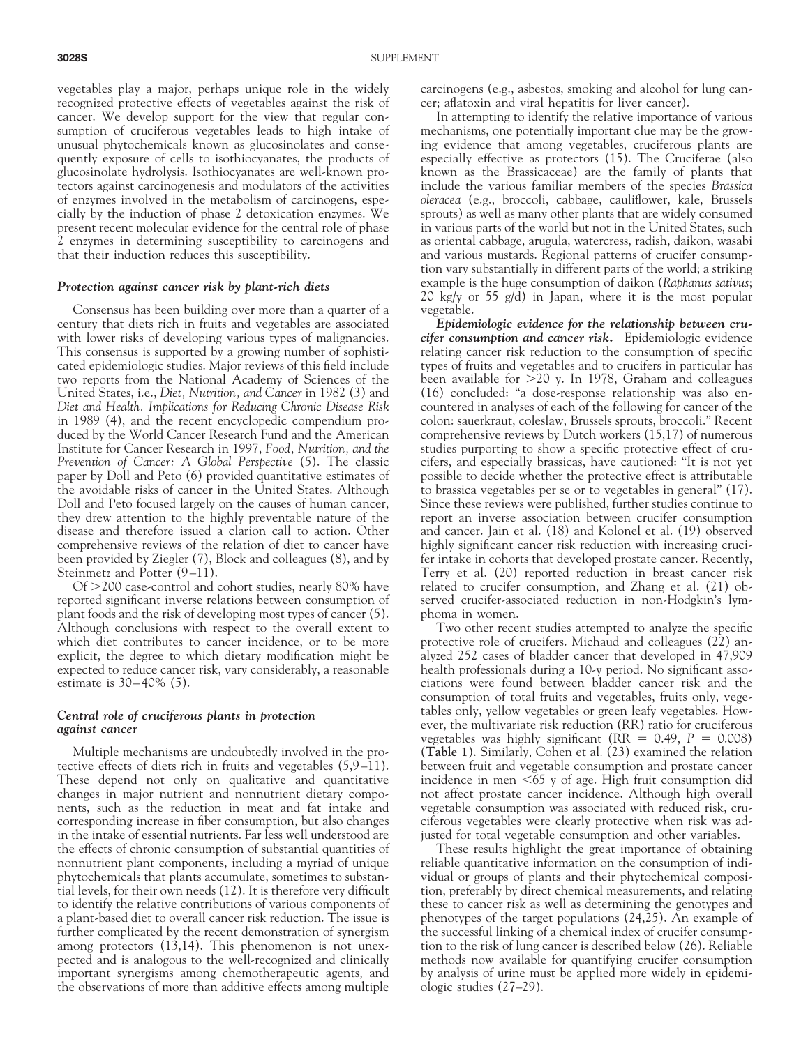vegetables play a major, perhaps unique role in the widely recognized protective effects of vegetables against the risk of cancer. We develop support for the view that regular consumption of cruciferous vegetables leads to high intake of unusual phytochemicals known as glucosinolates and consequently exposure of cells to isothiocyanates, the products of glucosinolate hydrolysis. Isothiocyanates are well-known protectors against carcinogenesis and modulators of the activities of enzymes involved in the metabolism of carcinogens, especially by the induction of phase 2 detoxication enzymes. We present recent molecular evidence for the central role of phase 2 enzymes in determining susceptibility to carcinogens and that their induction reduces this susceptibility.

### *Protection against cancer risk by plant-rich diets*

Consensus has been building over more than a quarter of a century that diets rich in fruits and vegetables are associated with lower risks of developing various types of malignancies. This consensus is supported by a growing number of sophisticated epidemiologic studies. Major reviews of this field include two reports from the National Academy of Sciences of the United States, i.e., *Diet, Nutrition, and Cancer* in 1982 (3) and *Diet and Health. Implications for Reducing Chronic Disease Risk* in 1989 (4), and the recent encyclopedic compendium produced by the World Cancer Research Fund and the American Institute for Cancer Research in 1997, *Food, Nutrition, and the Prevention of Cancer: A Global Perspective* (5). The classic paper by Doll and Peto (6) provided quantitative estimates of the avoidable risks of cancer in the United States. Although Doll and Peto focused largely on the causes of human cancer, they drew attention to the highly preventable nature of the disease and therefore issued a clarion call to action. Other comprehensive reviews of the relation of diet to cancer have been provided by Ziegler (7), Block and colleagues (8), and by Steinmetz and Potter (9–11).

Of >200 case-control and cohort studies, nearly 80% have reported significant inverse relations between consumption of plant foods and the risk of developing most types of cancer (5). Although conclusions with respect to the overall extent to which diet contributes to cancer incidence, or to be more explicit, the degree to which dietary modification might be expected to reduce cancer risk, vary considerably, a reasonable estimate is 30–40% (5).

### *Central role of cruciferous plants in protection against cancer*

Multiple mechanisms are undoubtedly involved in the protective effects of diets rich in fruits and vegetables (5,9–11). These depend not only on qualitative and quantitative changes in major nutrient and nonnutrient dietary components, such as the reduction in meat and fat intake and corresponding increase in fiber consumption, but also changes in the intake of essential nutrients. Far less well understood are the effects of chronic consumption of substantial quantities of nonnutrient plant components, including a myriad of unique phytochemicals that plants accumulate, sometimes to substantial levels, for their own needs (12). It is therefore very difficult to identify the relative contributions of various components of a plant-based diet to overall cancer risk reduction. The issue is further complicated by the recent demonstration of synergism among protectors (13,14). This phenomenon is not unexpected and is analogous to the well-recognized and clinically important synergisms among chemotherapeutic agents, and the observations of more than additive effects among multiple carcinogens (e.g., asbestos, smoking and alcohol for lung cancer; aflatoxin and viral hepatitis for liver cancer).

In attempting to identify the relative importance of various mechanisms, one potentially important clue may be the growing evidence that among vegetables, cruciferous plants are especially effective as protectors (15). The Cruciferae (also known as the Brassicaceae) are the family of plants that include the various familiar members of the species *Brassica oleracea* (e.g., broccoli, cabbage, cauliflower, kale, Brussels sprouts) as well as many other plants that are widely consumed in various parts of the world but not in the United States, such as oriental cabbage, arugula, watercress, radish, daikon, wasabi and various mustards. Regional patterns of crucifer consumption vary substantially in different parts of the world; a striking example is the huge consumption of daikon (*Raphanus sativus*; 20 kg/y or 55 g/d) in Japan, where it is the most popular vegetable.

***Epidemiologic evidence for the relationship between crucifer consumption and cancer risk.*** Epidemiologic evidence relating cancer risk reduction to the consumption of specific types of fruits and vegetables and to crucifers in particular has been available for >20 y. In 1978, Graham and colleagues (16) concluded: "a dose-response relationship was also encountered in analyses of each of the following for cancer of the colon: sauerkraut, coleslaw, Brussels sprouts, broccoli." Recent comprehensive reviews by Dutch workers (15,17) of numerous studies purporting to show a specific protective effect of crucifers, and especially brassicas, have cautioned: "It is not yet possible to decide whether the protective effect is attributable to brassica vegetables per se or to vegetables in general" (17). Since these reviews were published, further studies continue to report an inverse association between crucifer consumption and cancer. Jain et al. (18) and Kolonel et al. (19) observed highly significant cancer risk reduction with increasing crucifer intake in cohorts that developed prostate cancer. Recently, Terry et al. (20) reported reduction in breast cancer risk related to crucifer consumption, and Zhang et al. (21) observed crucifer-associated reduction in non-Hodgkin's lymphoma in women.

Two other recent studies attempted to analyze the specific protective role of crucifers. Michaud and colleagues (22) analyzed 252 cases of bladder cancer that developed in 47,909 health professionals during a 10-y period. No significant associations were found between bladder cancer risk and the consumption of total fruits and vegetables, fruits only, vegetables only, yellow vegetables or green leafy vegetables. However, the multivariate risk reduction (RR) ratio for cruciferous vegetables was highly significant (RR = 0.49, $P = 0.008$) (**Table 1**). Similarly, Cohen et al. (23) examined the relation between fruit and vegetable consumption and prostate cancer incidence in men <65 y of age. High fruit consumption did not affect prostate cancer incidence. Although high overall vegetable consumption was associated with reduced risk, cruciferous vegetables were clearly protective when risk was adjusted for total vegetable consumption and other variables.

These results highlight the great importance of obtaining reliable quantitative information on the consumption of individual or groups of plants and their phytochemical composition, preferably by direct chemical measurements, and relating these to cancer risk as well as determining the genotypes and phenotypes of the target populations (24,25). An example of the successful linking of a chemical index of crucifer consumption to the risk of lung cancer is described below (26). Reliable methods now available for quantifying crucifer consumption by analysis of urine must be applied more widely in epidemiologic studies (27–29).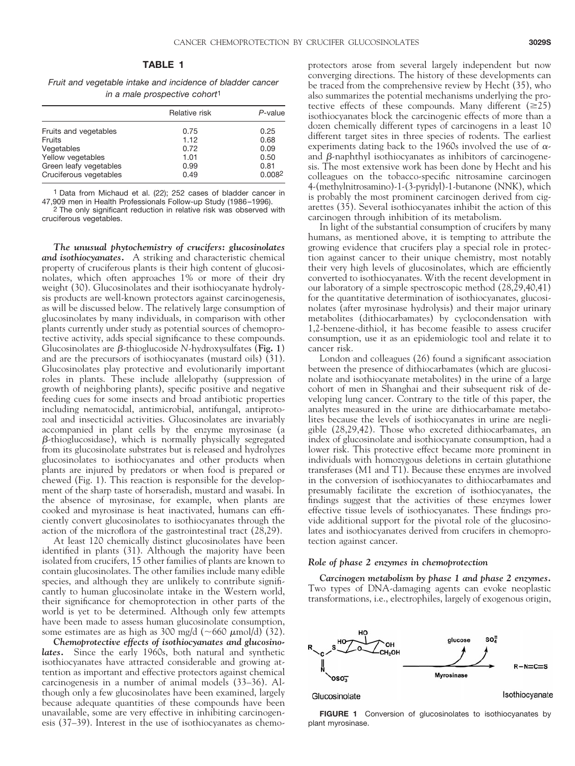**TABLE 1**

*Fruit and vegetable intake and incidence of bladder cancer in a male prospective cohort*[1]

| | Relative risk | *P*-value |
|---|---|---|
| Fruits and vegetables | 0.75 | 0.25 |
| Fruits | 1.12 | 0.68 |
| Vegetables | 0.72 | 0.09 |
| Yellow vegetables | 1.01 | 0.50 |
| Green leafy vegetables | 0.99 | 0.81 |
| Cruciferous vegetables | 0.49 | 0.008[2] |

[1] Data from Michaud et al. (22); 252 cases of bladder cancer in 47,909 men in Health Professionals Follow-up Study (1986–1996).

[2] The only significant reduction in relative risk was observed with cruciferous vegetables.

***The unusual phytochemistry of crucifers: glucosinolates and isothiocyanates.*** A striking and characteristic chemical property of cruciferous plants is their high content of glucosinolates, which often approaches 1% or more of their dry weight (30). Glucosinolates and their isothiocyanate hydrolysis products are well-known protectors against carcinogenesis, as will be discussed below. The relatively large consumption of glucosinolates by many individuals, in comparison with other plants currently under study as potential sources of chemoprotective activity, adds special significance to these compounds. Glucosinolates are $\beta$-thioglucoside *N*-hydroxysulfates (**Fig. 1**) and are the precursors of isothiocyanates (mustard oils) (31). Glucosinolates play protective and evolutionarily important roles in plants. These include allelopathy (suppression of growth of neighboring plants), specific positive and negative feeding cues for some insects and broad antibiotic properties including nematocidal, antimicrobial, antifungal, antiprotozoal and insecticidal activities. Glucosinolates are invariably accompanied in plant cells by the enzyme myrosinase (a $\beta$-thioglucosidase), which is normally physically segregated from its glucosinolate substrates but is released and hydrolyzes glucosinolates to isothiocyanates and other products when plants are injured by predators or when food is prepared or chewed (Fig. 1). This reaction is responsible for the development of the sharp taste of horseradish, mustard and wasabi. In the absence of myrosinase, for example, when plants are cooked and myrosinase is heat inactivated, humans can efficiently convert glucosinolates to isothiocyanates through the action of the microflora of the gastrointestinal tract (28,29).

At least 120 chemically distinct glucosinolates have been identified in plants (31). Although the majority have been isolated from crucifers, 15 other families of plants are known to contain glucosinolates. The other families include many edible species, and although they are unlikely to contribute significantly to human glucosinolate intake in the Western world, their significance for chemoprotection in other parts of the world is yet to be determined. Although only few attempts have been made to assess human glucosinolate consumption, some estimates are as high as 300 mg/d (~660 $\mu$mol/d) (32).

***Chemoprotective effects of isothiocyanates and glucosinolates.*** Since the early 1960s, both natural and synthetic isothiocyanates have attracted considerable and growing attention as important and effective protectors against chemical carcinogenesis in a number of animal models (33–36). Although only a few glucosinolates have been examined, largely because adequate quantities of these compounds have been unavailable, some are very effective in inhibiting carcinogenesis (37–39). Interest in the use of isothiocyanates as chemoprotectors arose from several largely independent but now converging directions. The history of these developments can be traced from the comprehensive review by Hecht (35), who also summarizes the potential mechanisms underlying the protective effects of these compounds. Many different ($\geq$25) isothiocyanates block the carcinogenic effects of more than a dozen chemically different types of carcinogens in a least 10 different target sites in three species of rodents. The earliest experiments dating back to the 1960s involved the use of $\alpha$- and $\beta$-naphthyl isothiocyanates as inhibitors of carcinogenesis. The most extensive work has been done by Hecht and his colleagues on the tobacco-specific nitrosamine carcinogen 4-(methylnitrosamino)-1-(3-pyridyl)-1-butanone (NNK), which is probably the most prominent carcinogen derived from cigarettes (35). Several isothiocyanates inhibit the action of this carcinogen through inhibition of its metabolism.

In light of the substantial consumption of crucifers by many humans, as mentioned above, it is tempting to attribute the growing evidence that crucifers play a special role in protection against cancer to their unique chemistry, most notably their very high levels of glucosinolates, which are efficiently converted to isothiocyanates. With the recent development in our laboratory of a simple spectroscopic method (28,29,40,41) for the quantitative determination of isothiocyanates, glucosinolates (after myrosinase hydrolysis) and their major urinary metabolites (dithiocarbamates) by cyclocondensation with 1,2-benzene-dithiol, it has become feasible to assess crucifer consumption, use it as an epidemiologic tool and relate it to cancer risk.

London and colleagues (26) found a significant association between the presence of dithiocarbamates (which are glucosinolate and isothiocyanate metabolites) in the urine of a large cohort of men in Shanghai and their subsequent risk of developing lung cancer. Contrary to the title of this paper, the analytes measured in the urine are dithiocarbamate metabolites because the levels of isothiocyanates in urine are negligible (28,29,42). Those who excreted dithiocarbamates, an index of glucosinolate and isothiocyanate consumption, had a lower risk. This protective effect became more prominent in individuals with homozygous deletions in certain glutathione transferases (M1 and T1). Because these enzymes are involved in the conversion of isothiocyanates to dithiocarbamates and presumably facilitate the excretion of isothiocyanates, the findings suggest that the activities of these enzymes lower effective tissue levels of isothiocyanates. These findings provide additional support for the pivotal role of the glucosinolates and isothiocyanates derived from crucifers in chemoprotection against cancer.

### *Role of phase 2 enzymes in chemoprotection*

***Carcinogen metabolism by phase 1 and phase 2 enzymes.*** Two types of DNA-damaging agents can evoke neoplastic transformations, i.e., electrophiles, largely of exogenous origin,

Glucosinolate

glucose

$SO_4^{=}$

Myrosinase

R–N=C=S

Isothiocyanate

**FIGURE 1** Conversion of glucosinolates to isothiocyanates by plant myrosinase.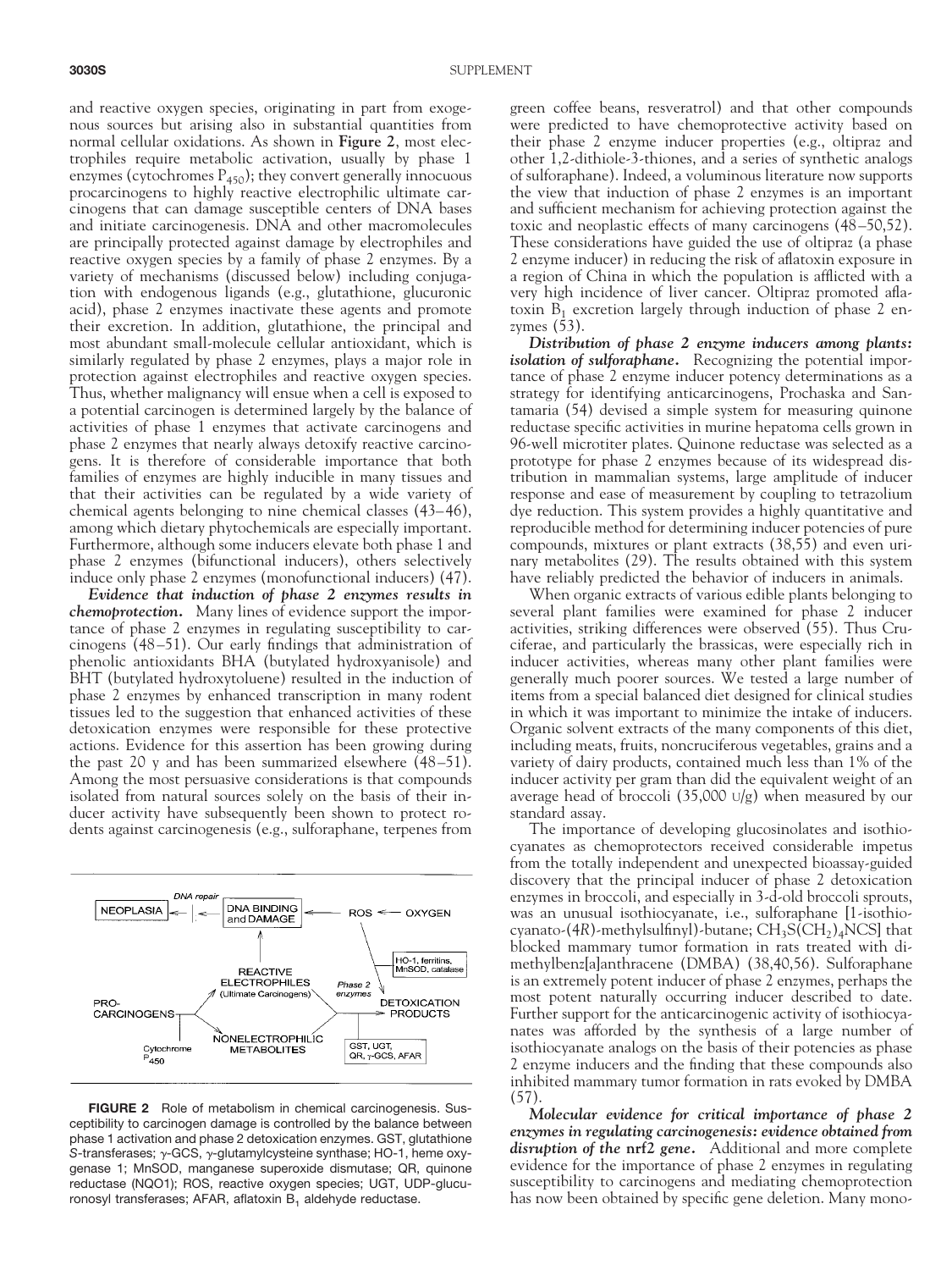and reactive oxygen species, originating in part from exogenous sources but arising also in substantial quantities from normal cellular oxidations. As shown in **Figure 2**, most electrophiles require metabolic activation, usually by phase 1 enzymes (cytochromes $P_{450}$); they convert generally innocuous procarcinogens to highly reactive electrophilic ultimate carcinogens that can damage susceptible centers of DNA bases and initiate carcinogenesis. DNA and other macromolecules are principally protected against damage by electrophiles and reactive oxygen species by a family of phase 2 enzymes. By a variety of mechanisms (discussed below) including conjugation with endogenous ligands (e.g., glutathione, glucuronic acid), phase 2 enzymes inactivate these agents and promote their excretion. In addition, glutathione, the principal and most abundant small-molecule cellular antioxidant, which is similarly regulated by phase 2 enzymes, plays a major role in protection against electrophiles and reactive oxygen species. Thus, whether malignancy will ensue when a cell is exposed to a potential carcinogen is determined largely by the balance of activities of phase 1 enzymes that activate carcinogens and phase 2 enzymes that nearly always detoxify reactive carcinogens. It is therefore of considerable importance that both families of enzymes are highly inducible in many tissues and that their activities can be regulated by a wide variety of chemical agents belonging to nine chemical classes (43–46), among which dietary phytochemicals are especially important. Furthermore, although some inducers elevate both phase 1 and phase 2 enzymes (bifunctional inducers), others selectively induce only phase 2 enzymes (monofunctional inducers) (47).

***Evidence that induction of phase 2 enzymes results in chemoprotection.*** Many lines of evidence support the importance of phase 2 enzymes in regulating susceptibility to carcinogens (48–51). Our early findings that administration of phenolic antioxidants BHA (butylated hydroxyanisole) and BHT (butylated hydroxytoluene) resulted in the induction of phase 2 enzymes by enhanced transcription in many rodent tissues led to the suggestion that enhanced activities of these detoxication enzymes were responsible for these protective actions. Evidence for this assertion has been growing during the past 20 y and has been summarized elsewhere (48–51). Among the most persuasive considerations is that compounds isolated from natural sources solely on the basis of their inducer activity have subsequently been shown to protect rodents against carcinogenesis (e.g., sulforaphane, terpenes from green coffee beans, resveratrol) and that other compounds were predicted to have chemoprotective activity based on their phase 2 enzyme inducer properties (e.g., oltipraz and other 1,2-dithiole-3-thiones, and a series of synthetic analogs of sulforaphane). Indeed, a voluminous literature now supports the view that induction of phase 2 enzymes is an important and sufficient mechanism for achieving protection against the toxic and neoplastic effects of many carcinogens (48–50,52). These considerations have guided the use of oltipraz (a phase 2 enzyme inducer) in reducing the risk of aflatoxin exposure in a region of China in which the population is afflicted with a very high incidence of liver cancer. Oltipraz promoted aflatoxin $B_1$ excretion largely through induction of phase 2 enzymes (53).

**FIGURE 2** Role of metabolism in chemical carcinogenesis. Susceptibility to carcinogen damage is controlled by the balance between phase 1 activation and phase 2 detoxication enzymes. GST, glutathione *S*-transferases; γ-GCS, γ-glutamylcysteine synthase; HO-1, heme oxygenase 1; MnSOD, manganese superoxide dismutase; QR, quinone reductase (NQO1); ROS, reactive oxygen species; UGT, UDP-glucuronosyl transferases; AFAR, aflatoxin $B_1$ aldehyde reductase.

***Distribution of phase 2 enzyme inducers among plants: isolation of sulforaphane.*** Recognizing the potential importance of phase 2 enzyme inducer potency determinations as a strategy for identifying anticarcinogens, Prochaska and Santamaria (54) devised a simple system for measuring quinone reductase specific activities in murine hepatoma cells grown in 96-well microtiter plates. Quinone reductase was selected as a prototype for phase 2 enzymes because of its widespread distribution in mammalian systems, large amplitude of inducer response and ease of measurement by coupling to tetrazolium dye reduction. This system provides a highly quantitative and reproducible method for determining inducer potencies of pure compounds, mixtures or plant extracts (38,55) and even urinary metabolites (29). The results obtained with this system have reliably predicted the behavior of inducers in animals.

When organic extracts of various edible plants belonging to several plant families were examined for phase 2 inducer activities, striking differences were observed (55). Thus Cruciferae, and particularly the brassicas, were especially rich in inducer activities, whereas many other plant families were generally much poorer sources. We tested a large number of items from a special balanced diet designed for clinical studies in which it was important to minimize the intake of inducers. Organic solvent extracts of the many components of this diet, including meats, fruits, noncruciferous vegetables, grains and a variety of dairy products, contained much less than 1% of the inducer activity per gram than did the equivalent weight of an average head of broccoli (35,000 U/g) when measured by our standard assay.

The importance of developing glucosinolates and isothiocyanates as chemoprotectors received considerable impetus from the totally independent and unexpected bioassay-guided discovery that the principal inducer of phase 2 detoxication enzymes in broccoli, and especially in 3-d-old broccoli sprouts, was an unusual isothiocyanate, i.e., sulforaphane [1-isothiocyanato-(4*R*)-methylsulfinyl)-butane; $CH_3S(CH_2)_4NCS$] that blocked mammary tumor formation in rats treated with dimethylbenz[a]anthracene (DMBA) (38,40,56). Sulforaphane is an extremely potent inducer of phase 2 enzymes, perhaps the most potent naturally occurring inducer described to date. Further support for the anticarcinogenic activity of isothiocyanates was afforded by the synthesis of a large number of isothiocyanate analogs on the basis of their potencies as phase 2 enzyme inducers and the finding that these compounds also inhibited mammary tumor formation in rats evoked by DMBA (57).

***Molecular evidence for critical importance of phase 2 enzymes in regulating carcinogenesis: evidence obtained from disruption of the* nrf2 *gene.*** Additional and more complete evidence for the importance of phase 2 enzymes in regulating susceptibility to carcinogens and mediating chemoprotection has now been obtained by specific gene deletion. Many mono-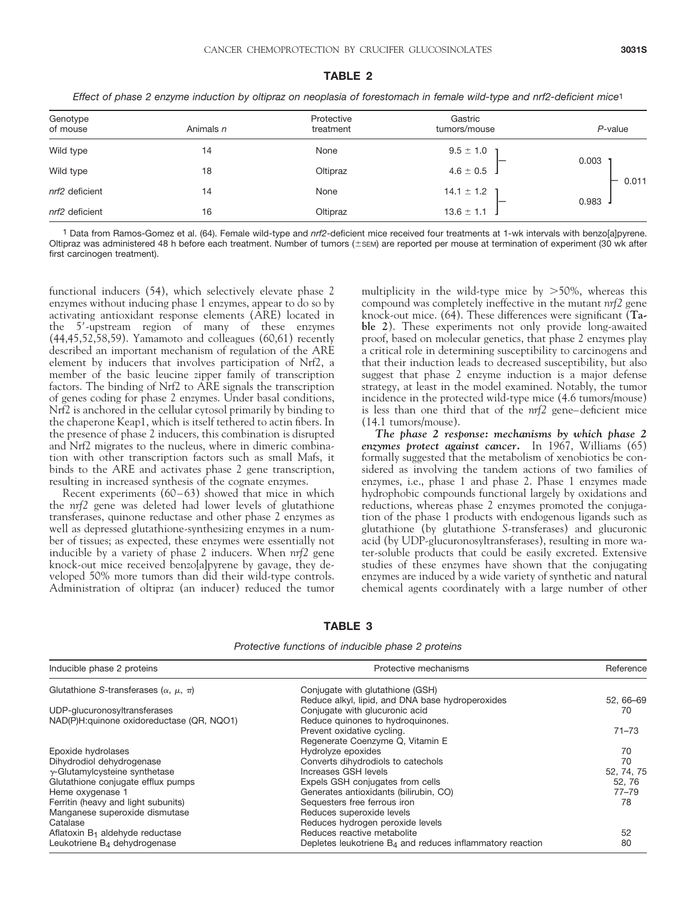**TABLE 2**

*Effect of phase 2 enzyme induction by oltipraz on neoplasia of forestomach in female wild-type and nrf2-deficient mice*[1]

| Genotype of mouse | Animals *n* | Protective treatment | Gastric tumors/mouse | *P*-value |
|---|---|---|---|---|
| Wild type | 14 | None | 9.5 ± 1.0 | 0.003 (wild type: none vs. oltipraz) |
| Wild type | 18 | Oltipraz | 4.6 ± 0.5 | 0.011 (wild type vs. *nrf2* deficient) |
| *nrf2* deficient | 14 | None | 14.1 ± 1.2 | 0.983 (*nrf2* deficient: none vs. oltipraz) |
| *nrf2* deficient | 16 | Oltipraz | 13.6 ± 1.1 | |

[1] Data from Ramos-Gomez et al. (64). Female wild-type and *nrf2*-deficient mice received four treatments at 1-wk intervals with benzo[a]pyrene. Oltipraz was administered 48 h before each treatment. Number of tumors (±SEM) are reported per mouse at termination of experiment (30 wk after first carcinogen treatment).

functional inducers (54), which selectively elevate phase 2 enzymes without inducing phase 1 enzymes, appear to do so by activating antioxidant response elements (ARE) located in the 5′-upstream region of many of these enzymes (44,45,52,58,59). Yamamoto and colleagues (60,61) recently described an important mechanism of regulation of the ARE element by inducers that involves participation of Nrf2, a member of the basic leucine zipper family of transcription factors. The binding of Nrf2 to ARE signals the transcription of genes coding for phase 2 enzymes. Under basal conditions, Nrf2 is anchored in the cellular cytosol primarily by binding to the chaperone Keap1, which is itself tethered to actin fibers. In the presence of phase 2 inducers, this combination is disrupted and Nrf2 migrates to the nucleus, where in dimeric combination with other transcription factors such as small Mafs, it binds to the ARE and activates phase 2 gene transcription, resulting in increased synthesis of the cognate enzymes.

Recent experiments (60–63) showed that mice in which the *nrf2* gene was deleted had lower levels of glutathione transferases, quinone reductase and other phase 2 enzymes as well as depressed glutathione-synthesizing enzymes in a number of tissues; as expected, these enzymes were essentially not inducible by a variety of phase 2 inducers. When *nrf2* gene knock-out mice received benzo[a]pyrene by gavage, they developed 50% more tumors than did their wild-type controls. Administration of oltipraz (an inducer) reduced the tumor multiplicity in the wild-type mice by >50%, whereas this compound was completely ineffective in the mutant *nrf2* gene knock-out mice. (64). These differences were significant (**Table 2**). These experiments not only provide long-awaited proof, based on molecular genetics, that phase 2 enzymes play a critical role in determining susceptibility to carcinogens and that their induction leads to decreased susceptibility, but also suggest that phase 2 enzyme induction is a major defense strategy, at least in the model examined. Notably, the tumor incidence in the protected wild-type mice (4.6 tumors/mouse) is less than one third that of the *nrf2* gene–deficient mice (14.1 tumors/mouse).

***The phase 2 response: mechanisms by which phase 2 enzymes protect against cancer.*** In 1967, Williams (65) formally suggested that the metabolism of xenobiotics be considered as involving the tandem actions of two families of enzymes, i.e., phase 1 and phase 2. Phase 1 enzymes made hydrophobic compounds functional largely by oxidations and reductions, whereas phase 2 enzymes promoted the conjugation of the phase 1 products with endogenous ligands such as glutathione (by glutathione *S*-transferases) and glucuronic acid (by UDP-glucuronosyltransferases), resulting in more water-soluble products that could be easily excreted. Extensive studies of these enzymes have shown that the conjugating enzymes are induced by a wide variety of synthetic and natural chemical agents coordinately with a large number of other

**TABLE 3**

*Protective functions of inducible phase 2 proteins*

| Inducible phase 2 proteins | Protective mechanisms | Reference |
|---|---|---|
| Glutathione *S*-transferases (α, μ, π) | Conjugate with glutathione (GSH)<br>Reduce alkyl, lipid, and DNA base hydroperoxides | 52, 66–69 |
| UDP-glucuronosyltransferases | Conjugate with glucuronic acid | 70 |
| NAD(P)H:quinone oxidoreductase (QR, NQO1) | Reduce quinones to hydroquinones.<br>Prevent oxidative cycling.<br>Regenerate Coenzyme Q, Vitamin E | 71–73 |
| Epoxide hydrolases | Hydrolyze epoxides | 70 |
| Dihydrodiol dehydrogenase | Converts dihydrodiols to catechols | 70 |
| γ-Glutamylcysteine synthetase | Increases GSH levels | 52, 74, 75 |
| Glutathione conjugate efflux pumps | Expels GSH conjugates from cells | 52, 76 |
| Heme oxygenase 1 | Generates antioxidants (bilirubin, CO) | 77–79 |
| Ferritin (heavy and light subunits) | Sequesters free ferrous iron | 78 |
| Manganese superoxide dismutase | Reduces superoxide levels | |
| Catalase | Reduces hydrogen peroxide levels | |
| Aflatoxin $B_1$ aldehyde reductase | Reduces reactive metabolite | 52 |
| Leukotriene $B_4$ dehydrogenase | Depletes leukotriene $B_4$ and reduces inflammatory reaction | 80 |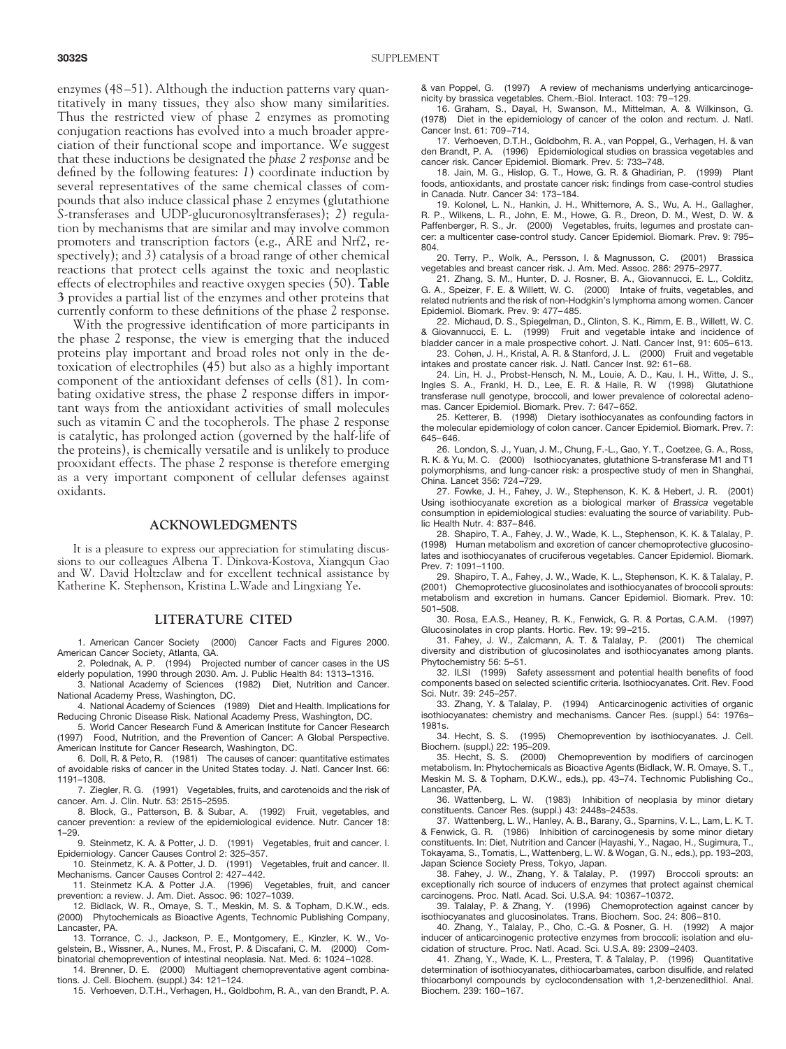enzymes (48–51). Although the induction patterns vary quantitatively in many tissues, they also show many similarities. Thus the restricted view of phase 2 enzymes as promoting conjugation reactions has evolved into a much broader appreciation of their functional scope and importance. We suggest that these inductions be designated the *phase 2 response* and be defined by the following features: *1*) coordinate induction by several representatives of the same chemical classes of compounds that also induce classical phase 2 enzymes (glutathione S-transferases and UDP-glucuronosyltransferases); *2*) regulation by mechanisms that are similar and may involve common promoters and transcription factors (e.g., ARE and Nrf2, respectively); and *3*) catalysis of a broad range of other chemical reactions that protect cells against the toxic and neoplastic effects of electrophiles and reactive oxygen species (50). **Table 3** provides a partial list of the enzymes and other proteins that currently conform to these definitions of the phase 2 response.

With the progressive identification of more participants in the phase 2 response, the view is emerging that the induced proteins play important and broad roles not only in the detoxication of electrophiles (45) but also as a highly important component of the antioxidant defenses of cells (81). In combating oxidative stress, the phase 2 response differs in important ways from the antioxidant activities of small molecules such as vitamin C and the tocopherols. The phase 2 response is catalytic, has prolonged action (governed by the half-life of the proteins), is chemically versatile and is unlikely to produce prooxidant effects. The phase 2 response is therefore emerging as a very important component of cellular defenses against oxidants.

## ACKNOWLEDGMENTS

It is a pleasure to express our appreciation for stimulating discussions to our colleagues Albena T. Dinkova-Kostova, Xiangqun Gao and W. David Holtzclaw and for excellent technical assistance by Katherine K. Stephenson, Kristina L.Wade and Lingxiang Ye.

## LITERATURE CITED

1. American Cancer Society (2000) Cancer Facts and Figures 2000. American Cancer Society, Atlanta, GA.
2. Polednak, A. P. (1994) Projected number of cancer cases in the US elderly population, 1990 through 2030. Am. J. Public Health 84: 1313–1316.
3. National Academy of Sciences (1982) Diet, Nutrition and Cancer. National Academy Press, Washington, DC.
4. National Academy of Sciences (1989) Diet and Health. Implications for Reducing Chronic Disease Risk. National Academy Press, Washington, DC.
5. World Cancer Research Fund & American Institute for Cancer Research (1997) Food, Nutrition, and the Prevention of Cancer: A Global Perspective. American Institute for Cancer Research, Washington, DC.
6. Doll, R. & Peto, R. (1981) The causes of cancer: quantitative estimates of avoidable risks of cancer in the United States today. J. Natl. Cancer Inst. 66: 1191–1308.
7. Ziegler, R. G. (1991) Vegetables, fruits, and carotenoids and the risk of cancer. Am. J. Clin. Nutr. 53: 251S–259S.
8. Block, G., Patterson, B. & Subar, A. (1992) Fruit, vegetables, and cancer prevention: a review of the epidemiological evidence. Nutr. Cancer 18: 1–29.
9. Steinmetz, K. A. & Potter, J. D. (1991) Vegetables, fruit and cancer. I. Epidemiology. Cancer Causes Control 2: 325–357.
10. Steinmetz, K. A. & Potter, J. D. (1991) Vegetables, fruit and cancer. II. Mechanisms. Cancer Causes Control 2: 427–442.
11. Steinmetz K.A. & Potter J.A. (1996) Vegetables, fruit, and cancer prevention: a review. J. Am. Diet. Assoc. 96: 1027–1039.
12. Bidlack, W. R., Omaye, S. T., Meskin, M. S. & Topham, D.K.W., eds. (2000) Phytochemicals as Bioactive Agents, Technomic Publishing Company, Lancaster, PA.
13. Torrance, C. J., Jackson, P. E., Montgomery, E., Kinzler, K. W., Vogelstein, B., Wissner, A., Nunes, M., Frost, P. & Discafani, C. M. (2000) Combinatorial chemoprevention of intestinal neoplasia. Nat. Med. 6: 1024–1028.
14. Brenner, D. E. (2000) Multiagent chemopreventative agent combinations. J. Cell. Biochem. (suppl.) 34: 121–124.
15. Verhoeven, D.T.H., Verhagen, H., Goldbohm, R. A., van den Brandt, P. A. & van Poppel, G. (1997) A review of mechanisms underlying anticarcinogenicity by brassica vegetables. Chem.-Biol. Interact. 103: 79–129.
16. Graham, S., Dayal, H, Swanson, M., Mittelman, A. & Wilkinson, G. (1978) Diet in the epidemiology of cancer of the colon and rectum. J. Natl. Cancer Inst. 61: 709–714.
17. Verhoeven, D.T.H., Goldbohm, R. A., van Poppel, G., Verhagen, H. & van den Brandt, P. A. (1996) Epidemiological studies on brassica vegetables and cancer risk. Cancer Epidemiol. Biomark. Prev. 5: 733–748.
18. Jain, M. G., Hislop, G. T., Howe, G. R. & Ghadirian, P. (1999) Plant foods, antioxidants, and prostate cancer risk: findings from case-control studies in Canada. Nutr. Cancer 34: 173–184.
19. Kolonel, L. N., Hankin, J. H., Whittemore, A. S., Wu, A. H., Gallagher, R. P., Wilkens, L. R., John, E. M., Howe, G. R., Dreon, D. M., West, D. W. & Paffenberger, R. S., Jr. (2000) Vegetables, fruits, legumes and prostate cancer: a multicenter case-control study. Cancer Epidemiol. Biomark. Prev. 9: 795–804.
20. Terry, P., Wolk, A., Persson, I. & Magnusson, C. (2001) Brassica vegetables and breast cancer risk. J. Am. Med. Assoc. 286: 2975–2977.
21. Zhang, S. M., Hunter, D. J. Rosner, B. A., Giovannucci, E. L., Colditz, G. A., Speizer, F. E. & Willett, W. C. (2000) Intake of fruits, vegetables, and related nutrients and the risk of non-Hodgkin's lymphoma among women. Cancer Epidemiol. Biomark. Prev. 9: 477–485.
22. Michaud, D. S., Spiegelman, D., Clinton, S. K., Rimm, E. B., Willett, W. C. & Giovannucci, E. L. (1999) Fruit and vegetable intake and incidence of bladder cancer in a male prospective cohort. J. Natl. Cancer Inst, 91: 605–613.
23. Cohen, J. H., Kristal, A. R. & Stanford, J. L. (2000) Fruit and vegetable intakes and prostate cancer risk. J. Natl. Cancer Inst. 92: 61–68.
24. Lin, H. J., Probst-Hensch, N. M., Louie, A. D., Kau, I. H., Witte, J. S., Ingles S. A., Frankl, H. D., Lee, E. R. & Haile, R. W (1998) Glutathione transferase null genotype, broccoli, and lower prevalence of colorectal adenomas. Cancer Epidemiol. Biomark. Prev. 7: 647–652.
25. Ketterer, B. (1998) Dietary isothiocyanates as confounding factors in the molecular epidemiology of colon cancer. Cancer Epidemiol. Biomark. Prev. 7: 645–646.
26. London, S. J., Yuan, J. M., Chung, F.-L., Gao, Y. T., Coetzee, G. A., Ross, R. K. & Yu, M. C. (2000) Isothiocyanates, glutathione S-transferase M1 and T1 polymorphisms, and lung-cancer risk: a prospective study of men in Shanghai, China. Lancet 356: 724–729.
27. Fowke, J. H., Fahey, J. W., Stephenson, K. K. & Hebert, J. R. (2001) Using isothiocyanate excretion as a biological marker of *Brassica* vegetable consumption in epidemiological studies: evaluating the source of variability. Public Health Nutr. 4: 837–846.
28. Shapiro, T. A., Fahey, J. W., Wade, K. L., Stephenson, K. K. & Talalay, P. (1998) Human metabolism and excretion of cancer chemoprotective glucosinolates and isothiocyanates of cruciferous vegetables. Cancer Epidemiol. Biomark. Prev. 7: 1091–1100.
29. Shapiro, T. A., Fahey, J. W., Wade, K. L., Stephenson, K. K. & Talalay, P. (2001) Chemoprotective glucosinolates and isothiocyanates of broccoli sprouts: metabolism and excretion in humans. Cancer Epidemiol. Biomark. Prev. 10: 501–508.
30. Rosa, E.A.S., Heaney, R. K., Fenwick, G. R. & Portas, C.A.M. (1997) Glucosinolates in crop plants. Hortic. Rev. 19: 99–215.
31. Fahey, J. W., Zalcmann, A. T. & Talalay, P. (2001) The chemical diversity and distribution of glucosinolates and isothiocyanates among plants. Phytochemistry 56: 5–51.
32. ILSI (1999) Safety assessment and potential health benefits of food components based on selected scientific criteria. Isothiocyanates. Crit. Rev. Food Sci. Nutr. 39: 245–257.
33. Zhang, Y. & Talalay, P. (1994) Anticarcinogenic activities of organic isothiocyanates: chemistry and mechanisms. Cancer Res. (suppl.) 54: 1976s–1981s.
34. Hecht, S. S. (1995) Chemoprevention by isothiocyanates. J. Cell. Biochem. (suppl.) 22: 195–209.
35. Hecht, S. S. (2000) Chemoprevention by modifiers of carcinogen metabolism. In: Phytochemicals as Bioactive Agents (Bidlack, W. R. Omaye, S. T., Meskin M. S. & Topham, D.K.W., eds.), pp. 43–74. Technomic Publishing Co., Lancaster, PA.
36. Wattenberg, L. W. (1983) Inhibition of neoplasia by minor dietary constituents. Cancer Res. (suppl.) 43: 2448s–2453s.
37. Wattenberg, L. W., Hanley, A. B., Barany, G., Sparnins, V. L., Lam, L. K. T. & Fenwick, G. R. (1986) Inhibition of carcinogenesis by some minor dietary constituents. In: Diet, Nutrition and Cancer (Hayashi, Y., Nagao, H., Sugimura, T., Tokayama, S., Tomatis, L., Wattenberg, L. W. & Wogan, G. N., eds.), pp. 193–203, Japan Science Society Press, Tokyo, Japan.
38. Fahey, J. W., Zhang, Y. & Talalay, P. (1997) Broccoli sprouts: an exceptionally rich source of inducers of enzymes that protect against chemical carcinogens. Proc. Natl. Acad. Sci. U.S.A. 94: 10367–10372.
39. Talalay, P. & Zhang, Y. (1996) Chemoprotection against cancer by isothiocyanates and glucosinolates. Trans. Biochem. Soc. 24: 806–810.
40. Zhang, Y., Talalay, P., Cho, C.-G. & Posner, G. H. (1992) A major inducer of anticarcinogenic protective enzymes from broccoli: isolation and elucidation of structure. Proc. Natl. Acad. Sci. U.S.A. 89: 2309–2403.
41. Zhang, Y., Wade, K. L., Prestera, T. & Talalay, P. (1996) Quantitative determination of isothiocyanates, dithiocarbamates, carbon disulfide, and related thiocarbonyl compounds by cyclocondensation with 1,2-benzenedithiol. Anal. Biochem. 239: 160–167.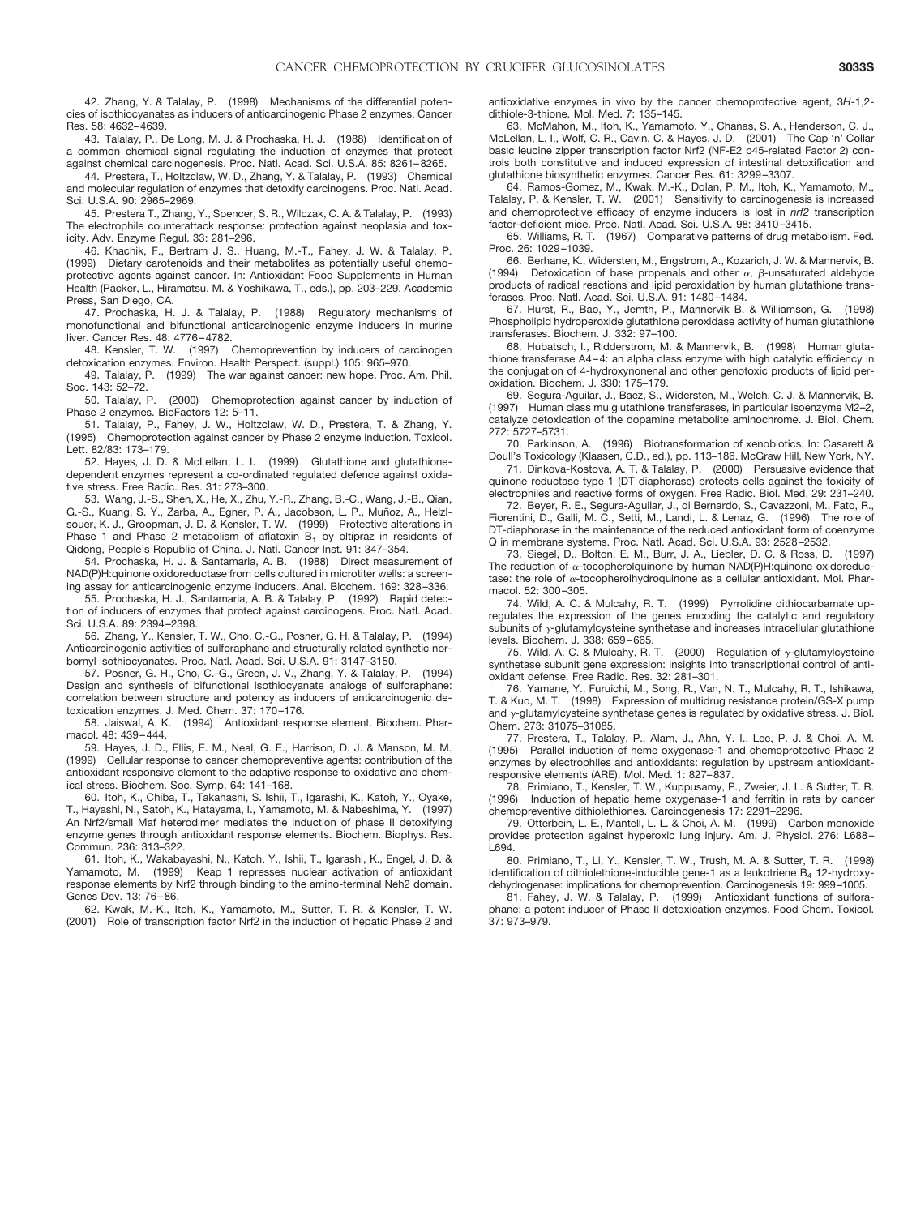42. Zhang, Y. & Talalay, P. (1998) Mechanisms of the differential potencies of isothiocyanates as inducers of anticarcinogenic Phase 2 enzymes. Cancer Res. 58: 4632–4639.

43. Talalay, P., De Long, M. J. & Prochaska, H. J. (1988) Identification of a common chemical signal regulating the induction of enzymes that protect against chemical carcinogenesis. Proc. Natl. Acad. Sci. U.S.A. 85: 8261–8265.

44. Prestera, T., Holtzclaw, W. D., Zhang, Y. & Talalay, P. (1993) Chemical and molecular regulation of enzymes that detoxify carcinogens. Proc. Natl. Acad. Sci. U.S.A. 90: 2965–2969.

45. Prestera T., Zhang, Y., Spencer, S. R., Wilczak, C. A. & Talalay, P. (1993) The electrophile counterattack response: protection against neoplasia and toxicity. Adv. Enzyme Regul. 33: 281–296.

46. Khachik, F., Bertram J. S., Huang, M.-T., Fahey, J. W. & Talalay, P. (1999) Dietary carotenoids and their metabolites as potentially useful chemoprotective agents against cancer. In: Antioxidant Food Supplements in Human Health (Packer, L., Hiramatsu, M. & Yoshikawa, T., eds.), pp. 203–229. Academic Press, San Diego, CA.

47. Prochaska, H. J. & Talalay, P. (1988) Regulatory mechanisms of monofunctional and bifunctional anticarcinogenic enzyme inducers in murine liver. Cancer Res. 48: 4776–4782.

48. Kensler, T. W. (1997) Chemoprevention by inducers of carcinogen detoxication enzymes. Environ. Health Perspect. (suppl.) 105: 965–970.

49. Talalay, P. (1999) The war against cancer: new hope. Proc. Am. Phil. Soc. 143: 52–72.

50. Talalay, P. (2000) Chemoprotection against cancer by induction of Phase 2 enzymes. BioFactors 12: 5–11.

51. Talalay, P., Fahey, J. W., Holtzclaw, W. D., Prestera, T. & Zhang, Y. (1995) Chemoprotection against cancer by Phase 2 enzyme induction. Toxicol. Lett. 82/83: 173–179.

52. Hayes, J. D. & McLellan, L. I. (1999) Glutathione and glutathione-dependent enzymes represent a co-ordinated regulated defence against oxidative stress. Free Radic. Res. 31: 273–300.

53. Wang, J.-S., Shen, X., He, X., Zhu, Y.-R., Zhang, B.-C., Wang, J.-B., Qian, G.-S., Kuang, S. Y., Zarba, A., Egner, P. A., Jacobson, L. P., Muñoz, A., Helzlsouer, K. J., Groopman, J. D. & Kensler, T. W. (1999) Protective alterations in Phase 1 and Phase 2 metabolism of aflatoxin $B_1$ by oltipraz in residents of Qidong, People's Republic of China. J. Natl. Cancer Inst. 91: 347–354.

54. Prochaska, H. J. & Santamaria, A. B. (1988) Direct measurement of NAD(P)H:quinone oxidoreductase from cells cultured in microtiter wells: a screening assay for anticarcinogenic enzyme inducers. Anal. Biochem. 169: 328–336.

55. Prochaska, H. J., Santamaria, A. B. & Talalay, P. (1992) Rapid detection of inducers of enzymes that protect against carcinogens. Proc. Natl. Acad. Sci. U.S.A. 89: 2394–2398.

56. Zhang, Y., Kensler, T. W., Cho, C.-G., Posner, G. H. & Talalay, P. (1994) Anticarcinogenic activities of sulforaphane and structurally related synthetic norbornyl isothiocyanates. Proc. Natl. Acad. Sci. U.S.A. 91: 3147–3150.

57. Posner, G. H., Cho, C.-G., Green, J. V., Zhang, Y. & Talalay, P. (1994) Design and synthesis of bifunctional isothiocyanate analogs of sulforaphane: correlation between structure and potency as inducers of anticarcinogenic detoxication enzymes. J. Med. Chem. 37: 170–176.

58. Jaiswal, A. K. (1994) Antioxidant response element. Biochem. Pharmacol. 48: 439–444.

59. Hayes, J. D., Ellis, E. M., Neal, G. E., Harrison, D. J. & Manson, M. M. (1999) Cellular response to cancer chemopreventive agents: contribution of the antioxidant responsive element to the adaptive response to oxidative and chemical stress. Biochem. Soc. Symp. 64: 141–168.

60. Itoh, K., Chiba, T., Takahashi, S. Ishii, T., Igarashi, K., Katoh, Y., Oyake, T., Hayashi, N., Satoh, K., Hatayama, I., Yamamoto, M. & Nabeshima, Y. (1997) An Nrf2/small Maf heterodimer mediates the induction of phase II detoxifying enzyme genes through antioxidant response elements. Biochem. Biophys. Res. Commun. 236: 313–322.

61. Itoh, K., Wakabayashi, N., Katoh, Y., Ishii, T., Igarashi, K., Engel, J. D. & Yamamoto, M. (1999) Keap 1 represses nuclear activation of antioxidant response elements by Nrf2 through binding to the amino-terminal Neh2 domain. Genes Dev. 13: 76–86.

62. Kwak, M.-K., Itoh, K., Yamamoto, M., Sutter, T. R. & Kensler, T. W. (2001) Role of transcription factor Nrf2 in the induction of hepatic Phase 2 and antioxidative enzymes in vivo by the cancer chemoprotective agent, 3*H*-1,2-dithiole-3-thione. Mol. Med. 7: 135–145.

63. McMahon, M., Itoh, K., Yamamoto, Y., Chanas, S. A., Henderson, C. J., McLellan, L. I., Wolf, C. R., Cavin, C. & Hayes, J. D. (2001) The Cap 'n' Collar basic leucine zipper transcription factor Nrf2 (NF-E2 p45-related Factor 2) controls both constitutive and induced expression of intestinal detoxification and glutathione biosynthetic enzymes. Cancer Res. 61: 3299–3307.

64. Ramos-Gomez, M., Kwak, M.-K., Dolan, P. M., Itoh, K., Yamamoto, M., Talalay, P. & Kensler, T. W. (2001) Sensitivity to carcinogenesis is increased and chemoprotective efficacy of enzyme inducers is lost in *nrf2* transcription factor-deficient mice. Proc. Natl. Acad. Sci. U.S.A. 98: 3410–3415.

65. Williams, R. T. (1967) Comparative patterns of drug metabolism. Fed. Proc. 26: 1029–1039.

66. Berhane, K., Widersten, M., Engstrom, A., Kozarich, J. W. & Mannervik, B. (1994) Detoxication of base propenals and other $\alpha$, $\beta$-unsaturated aldehyde products of radical reactions and lipid peroxidation by human glutathione transferases. Proc. Natl. Acad. Sci. U.S.A. 91: 1480–1484.

67. Hurst, R., Bao, Y., Jemth, P., Mannervik B. & Williamson, G. (1998) Phospholipid hydroperoxide glutathione peroxidase activity of human glutathione transferases. Biochem. J. 332: 97–100.

68. Hubatsch, I., Ridderstrom, M. & Mannervik, B. (1998) Human glutathione transferase A4–4: an alpha class enzyme with high catalytic efficiency in the conjugation of 4-hydroxynonenal and other genotoxic products of lipid peroxidation. Biochem. J. 330: 175–179.

69. Segura-Aguilar, J., Baez, S., Widersten, M., Welch, C. J. & Mannervik, B. (1997) Human class mu glutathione transferases, in particular isoenzyme M2–2, catalyze detoxication of the dopamine metabolite aminochrome. J. Biol. Chem. 272: 5727–5731.

70. Parkinson, A. (1996) Biotransformation of xenobiotics. In: Casarett & Doull's Toxicology (Klaasen, C.D., ed.), pp. 113–186. McGraw Hill, New York, NY.

71. Dinkova-Kostova, A. T. & Talalay, P. (2000) Persuasive evidence that quinone reductase type 1 (DT diaphorase) protects cells against the toxicity of electrophiles and reactive forms of oxygen. Free Radic. Biol. Med. 29: 231–240.

72. Beyer, R. E., Segura-Aguilar, J., di Bernardo, S., Cavazzoni, M., Fato, R., Fiorentini, D., Galli, M. C., Setti, M., Landi, L. & Lenaz, G. (1996) The role of DT-diaphorase in the maintenance of the reduced antioxidant form of coenzyme Q in membrane systems. Proc. Natl. Acad. Sci. U.S.A. 93: 2528–2532.

73. Siegel, D., Bolton, E. M., Burr, J. A., Liebler, D. C. & Ross, D. (1997) The reduction of $\alpha$-tocopherolquinone by human NAD(P)H:quinone oxidoreductase: the role of $\alpha$-tocopherolhydroquinone as a cellular antioxidant. Mol. Pharmacol. 52: 300–305.

74. Wild, A. C. & Mulcahy, R. T. (1999) Pyrrolidine dithiocarbamate up-regulates the expression of the genes encoding the catalytic and regulatory subunits of $\gamma$-glutamylcysteine synthetase and increases intracellular glutathione levels. Biochem. J. 338: 659–665.

75. Wild, A. C. & Mulcahy, R. T. (2000) Regulation of $\gamma$-glutamylcysteine synthetase subunit gene expression: insights into transcriptional control of antioxidant defense. Free Radic. Res. 32: 281–301.

76. Yamane, Y., Furuichi, M., Song, R., Van, N. T., Mulcahy, R. T., Ishikawa, T. & Kuo, M. T. (1998) Expression of multidrug resistance protein/GS-X pump and $\gamma$-glutamylcysteine synthetase genes is regulated by oxidative stress. J. Biol. Chem. 273: 31075–31085.

77. Prestera, T., Talalay, P., Alam, J., Ahn, Y. I., Lee, P. J. & Choi, A. M. (1995) Parallel induction of heme oxygenase-1 and chemoprotective Phase 2 enzymes by electrophiles and antioxidants: regulation by upstream antioxidant-responsive elements (ARE). Mol. Med. 1: 827–837.

78. Primiano, T., Kensler, T. W., Kuppusamy, P., Zweier, J. L. & Sutter, T. R. (1996) Induction of hepatic heme oxygenase-1 and ferritin in rats by cancer chemopreventive dithiolethiones. Carcinogenesis 17: 2291–2296.

79. Otterbein, L. E., Mantell, L. L. & Choi, A. M. (1999) Carbon monoxide provides protection against hyperoxic lung injury. Am. J. Physiol. 276: L688–L694.

80. Primiano, T., Li, Y., Kensler, T. W., Trush, M. A. & Sutter, T. R. (1998) Identification of dithiolethione-inducible gene-1 as a leukotriene $B_4$ 12-hydroxydehydrogenase: implications for chemoprevention. Carcinogenesis 19: 999–1005.

81. Fahey, J. W. & Talalay, P. (1999) Antioxidant functions of sulforaphane: a potent inducer of Phase II detoxication enzymes. Food Chem. Toxicol. 37: 973–979.